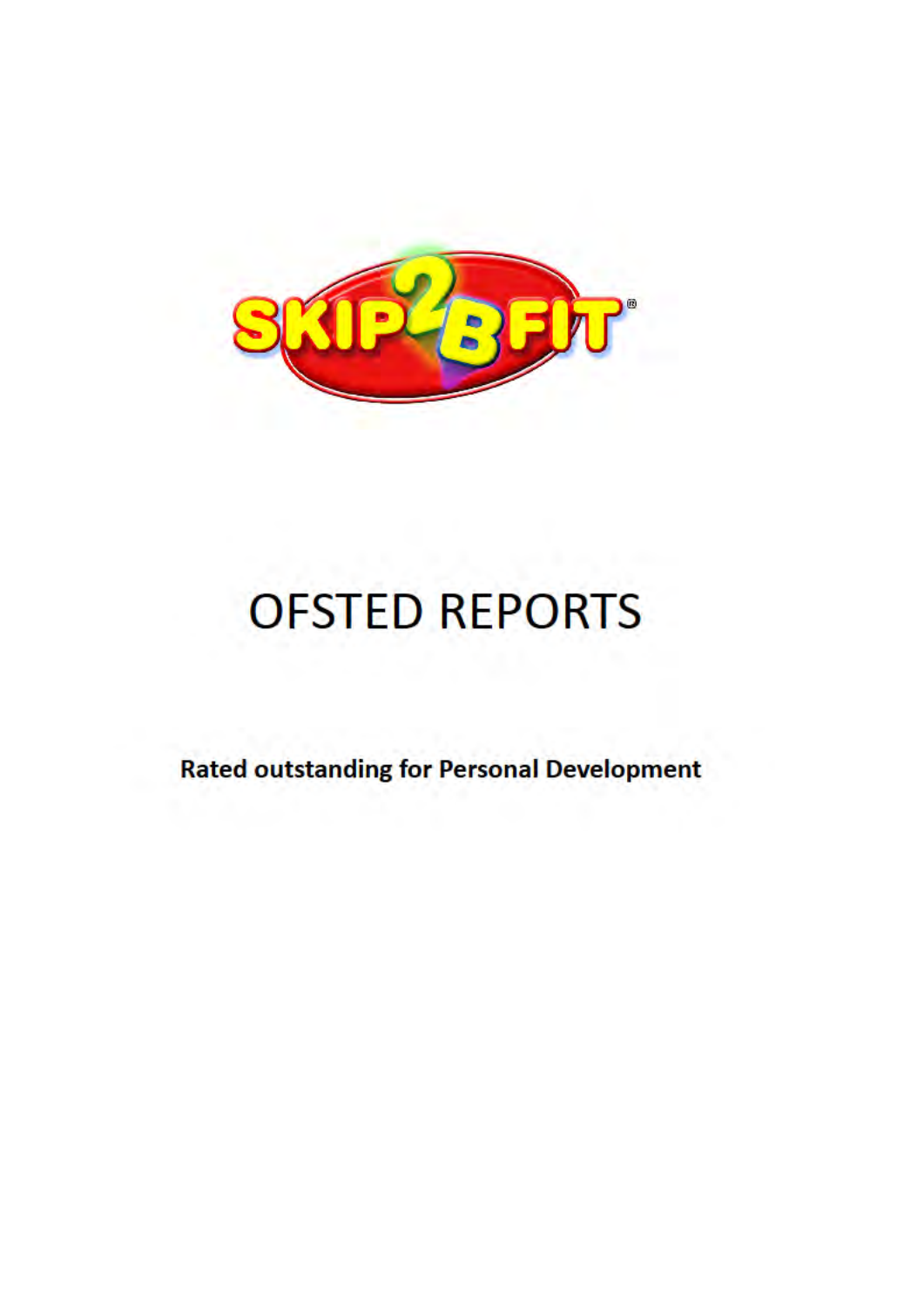SKIP2BFIT®

# OFSTED REPORTS

**Rated outstanding for Personal Development**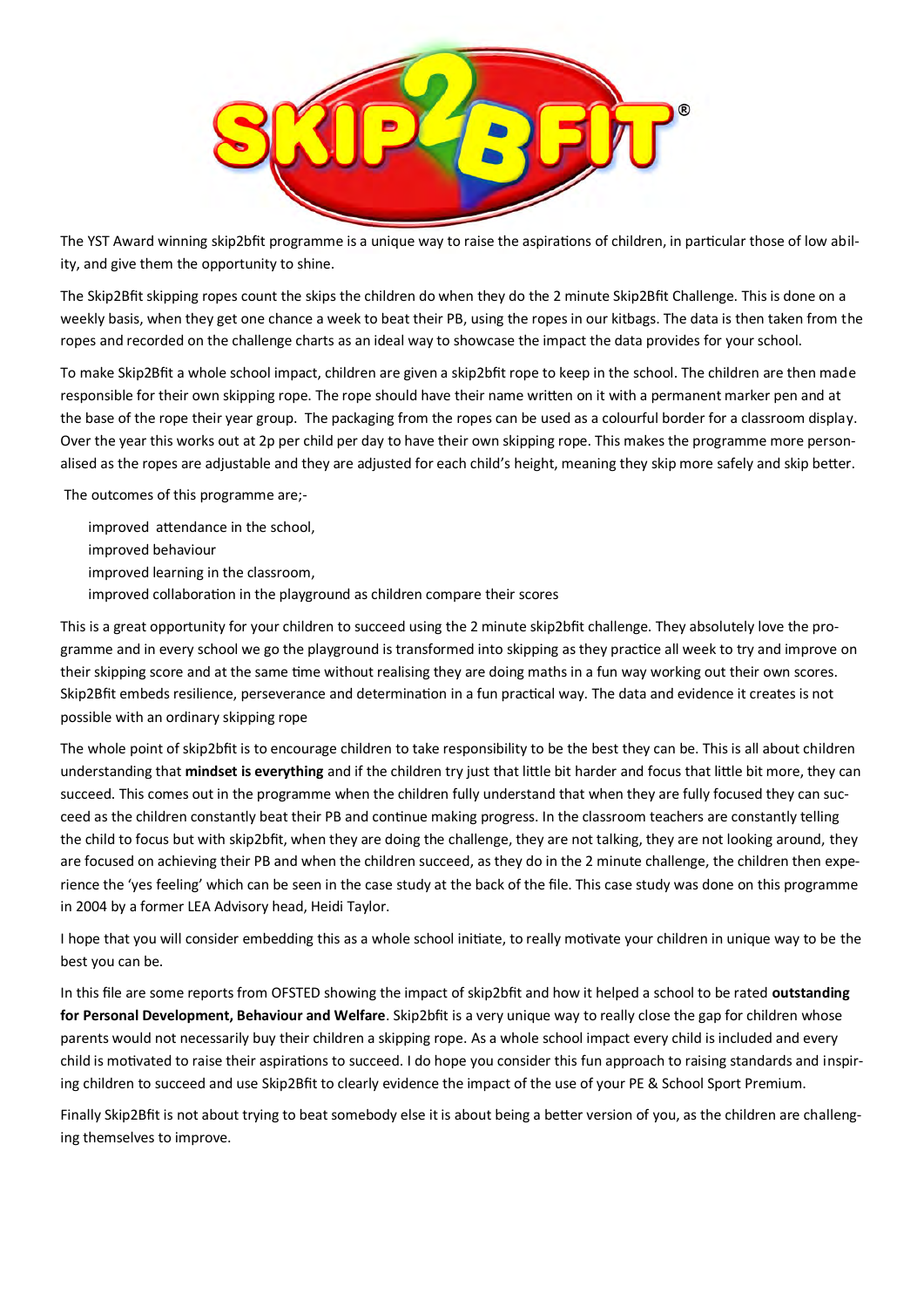# SKIP2BFIT®

The YST Award winning skip2bfit programme is a unique way to raise the aspirations of children, in particular those of low ability, and give them the opportunity to shine.

The Skip2Bfit skipping ropes count the skips the children do when they do the 2 minute Skip2Bfit Challenge. This is done on a weekly basis, when they get one chance a week to beat their PB, using the ropes in our kitbags. The data is then taken from the ropes and recorded on the challenge charts as an ideal way to showcase the impact the data provides for your school.

To make Skip2Bfit a whole school impact, children are given a skip2bfit rope to keep in the school. The children are then made responsible for their own skipping rope. The rope should have their name written on it with a permanent marker pen and at the base of the rope their year group. The packaging from the ropes can be used as a colourful border for a classroom display. Over the year this works out at 2p per child per day to have their own skipping rope. This makes the programme more personalised as the ropes are adjustable and they are adjusted for each child's height, meaning they skip more safely and skip better.

The outcomes of this programme are;-

- improved attendance in the school,
- improved behaviour
- improved learning in the classroom,
- improved collaboration in the playground as children compare their scores

This is a great opportunity for your children to succeed using the 2 minute skip2bfit challenge. They absolutely love the programme and in every school we go the playground is transformed into skipping as they practice all week to try and improve on their skipping score and at the same time without realising they are doing maths in a fun way working out their own scores. Skip2Bfit embeds resilience, perseverance and determination in a fun practical way. The data and evidence it creates is not possible with an ordinary skipping rope

The whole point of skip2bfit is to encourage children to take responsibility to be the best they can be. This is all about children understanding that **mindset is everything** and if the children try just that little bit harder and focus that little bit more, they can succeed. This comes out in the programme when the children fully understand that when they are fully focused they can succeed as the children constantly beat their PB and continue making progress. In the classroom teachers are constantly telling the child to focus but with skip2bfit, when they are doing the challenge, they are not talking, they are not looking around, they are focused on achieving their PB and when the children succeed, as they do in the 2 minute challenge, the children then experience the 'yes feeling' which can be seen in the case study at the back of the file. This case study was done on this programme in 2004 by a former LEA Advisory head, Heidi Taylor.

I hope that you will consider embedding this as a whole school initiate, to really motivate your children in unique way to be the best you can be.

In this file are some reports from OFSTED showing the impact of skip2bfit and how it helped a school to be rated **outstanding for Personal Development, Behaviour and Welfare**. Skip2bfit is a very unique way to really close the gap for children whose parents would not necessarily buy their children a skipping rope. As a whole school impact every child is included and every child is motivated to raise their aspirations to succeed. I do hope you consider this fun approach to raising standards and inspiring children to succeed and use Skip2Bfit to clearly evidence the impact of the use of your PE & School Sport Premium.

Finally Skip2Bfit is not about trying to beat somebody else it is about being a better version of you, as the children are challenging themselves to improve.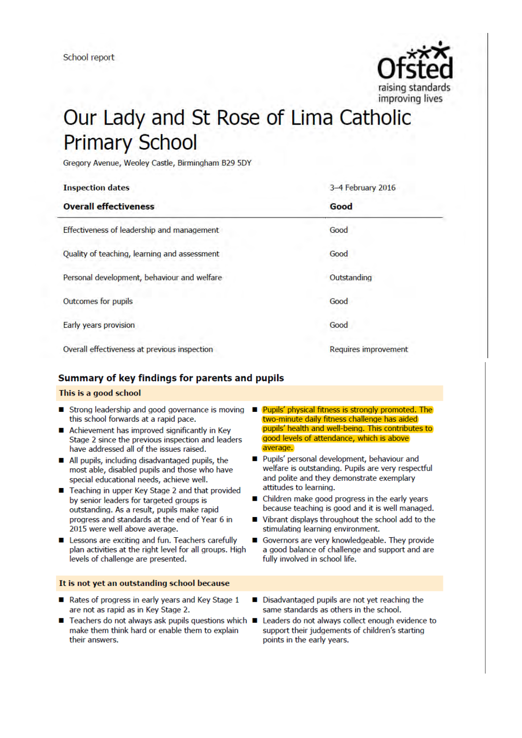School report

# Our Lady and St Rose of Lima Catholic Primary School

Gregory Avenue, Weoley Castle, Birmingham B29 5DY

| Inspection dates | 3–4 February 2016 |
|---|---|
| **Overall effectiveness** | **Good** |
| Effectiveness of leadership and management | Good |
| Quality of teaching, learning and assessment | Good |
| Personal development, behaviour and welfare | Outstanding |
| Outcomes for pupils | Good |
| Early years provision | Good |
| Overall effectiveness at previous inspection | Requires improvement |

## Summary of key findings for parents and pupils

### This is a good school

- Strong leadership and good governance is moving this school forwards at a rapid pace.
- Achievement has improved significantly in Key Stage 2 since the previous inspection and leaders have addressed all of the issues raised.
- All pupils, including disadvantaged pupils, the most able, disabled pupils and those who have special educational needs, achieve well.
- Teaching in upper Key Stage 2 and that provided by senior leaders for targeted groups is outstanding. As a result, pupils make rapid progress and standards at the end of Year 6 in 2015 were well above average.
- Lessons are exciting and fun. Teachers carefully plan activities at the right level for all groups. High levels of challenge are presented.
- Pupils' physical fitness is strongly promoted. The two-minute daily fitness challenge has aided pupils' health and well-being. This contributes to good levels of attendance, which is above average.
- Pupils' personal development, behaviour and welfare is outstanding. Pupils are very respectful and polite and they demonstrate exemplary attitudes to learning.
- Children make good progress in the early years because teaching is good and it is well managed.
- Vibrant displays throughout the school add to the stimulating learning environment.
- Governors are very knowledgeable. They provide a good balance of challenge and support and are fully involved in school life.

### It is not yet an outstanding school because

- Rates of progress in early years and Key Stage 1 are not as rapid as in Key Stage 2.
- Teachers do not always ask pupils questions which make them think hard or enable them to explain their answers.
- Disadvantaged pupils are not yet reaching the same standards as others in the school.
- Leaders do not always collect enough evidence to support their judgements of children's starting points in the early years.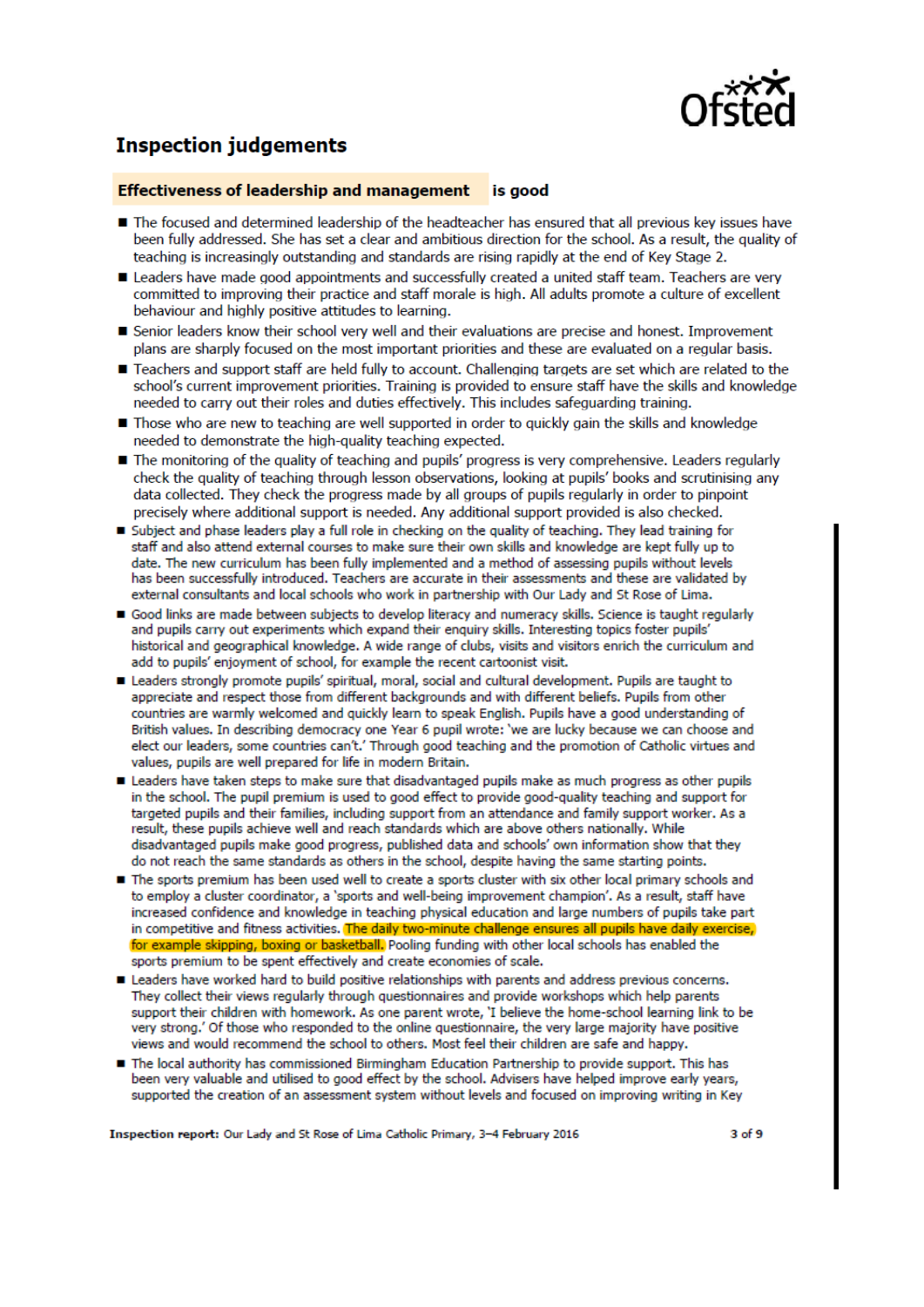## Inspection judgements

### Effectiveness of leadership and management is good

- The focused and determined leadership of the headteacher has ensured that all previous key issues have been fully addressed. She has set a clear and ambitious direction for the school. As a result, the quality of teaching is increasingly outstanding and standards are rising rapidly at the end of Key Stage 2.
- Leaders have made good appointments and successfully created a united staff team. Teachers are very committed to improving their practice and staff morale is high. All adults promote a culture of excellent behaviour and highly positive attitudes to learning.
- Senior leaders know their school very well and their evaluations are precise and honest. Improvement plans are sharply focused on the most important priorities and these are evaluated on a regular basis.
- Teachers and support staff are held fully to account. Challenging targets are set which are related to the school's current improvement priorities. Training is provided to ensure staff have the skills and knowledge needed to carry out their roles and duties effectively. This includes safeguarding training.
- Those who are new to teaching are well supported in order to quickly gain the skills and knowledge needed to demonstrate the high-quality teaching expected.
- The monitoring of the quality of teaching and pupils' progress is very comprehensive. Leaders regularly check the quality of teaching through lesson observations, looking at pupils' books and scrutinising any data collected. They check the progress made by all groups of pupils regularly in order to pinpoint precisely where additional support is needed. Any additional support provided is also checked.
- Subject and phase leaders play a full role in checking on the quality of teaching. They lead training for staff and also attend external courses to make sure their own skills and knowledge are kept fully up to date. The new curriculum has been fully implemented and a method of assessing pupils without levels has been successfully introduced. Teachers are accurate in their assessments and these are validated by external consultants and local schools who work in partnership with Our Lady and St Rose of Lima.
- Good links are made between subjects to develop literacy and numeracy skills. Science is taught regularly and pupils carry out experiments which expand their enquiry skills. Interesting topics foster pupils' historical and geographical knowledge. A wide range of clubs, visits and visitors enrich the curriculum and add to pupils' enjoyment of school, for example the recent cartoonist visit.
- Leaders strongly promote pupils' spiritual, moral, social and cultural development. Pupils are taught to appreciate and respect those from different backgrounds and with different beliefs. Pupils from other countries are warmly welcomed and quickly learn to speak English. Pupils have a good understanding of British values. In describing democracy one Year 6 pupil wrote: 'we are lucky because we can choose and elect our leaders, some countries can't.' Through good teaching and the promotion of Catholic virtues and values, pupils are well prepared for life in modern Britain.
- Leaders have taken steps to make sure that disadvantaged pupils make as much progress as other pupils in the school. The pupil premium is used to good effect to provide good-quality teaching and support for targeted pupils and their families, including support from an attendance and family support worker. As a result, these pupils achieve well and reach standards which are above others nationally. While disadvantaged pupils make good progress, published data and schools' own information show that they do not reach the same standards as others in the school, despite having the same starting points.
- The sports premium has been used well to create a sports cluster with six other local primary schools and to employ a cluster coordinator, a 'sports and well-being improvement champion'. As a result, staff have increased confidence and knowledge in teaching physical education and large numbers of pupils take part in competitive and fitness activities. The daily two-minute challenge ensures all pupils have daily exercise, for example skipping, boxing or basketball. Pooling funding with other local schools has enabled the sports premium to be spent effectively and create economies of scale.
- Leaders have worked hard to build positive relationships with parents and address previous concerns. They collect their views regularly through questionnaires and provide workshops which help parents support their children with homework. As one parent wrote, 'I believe the home-school learning link to be very strong.' Of those who responded to the online questionnaire, the very large majority have positive views and would recommend the school to others. Most feel their children are safe and happy.
- The local authority has commissioned Birmingham Education Partnership to provide support. This has been very valuable and utilised to good effect by the school. Advisers have helped improve early years, supported the creation of an assessment system without levels and focused on improving writing in Key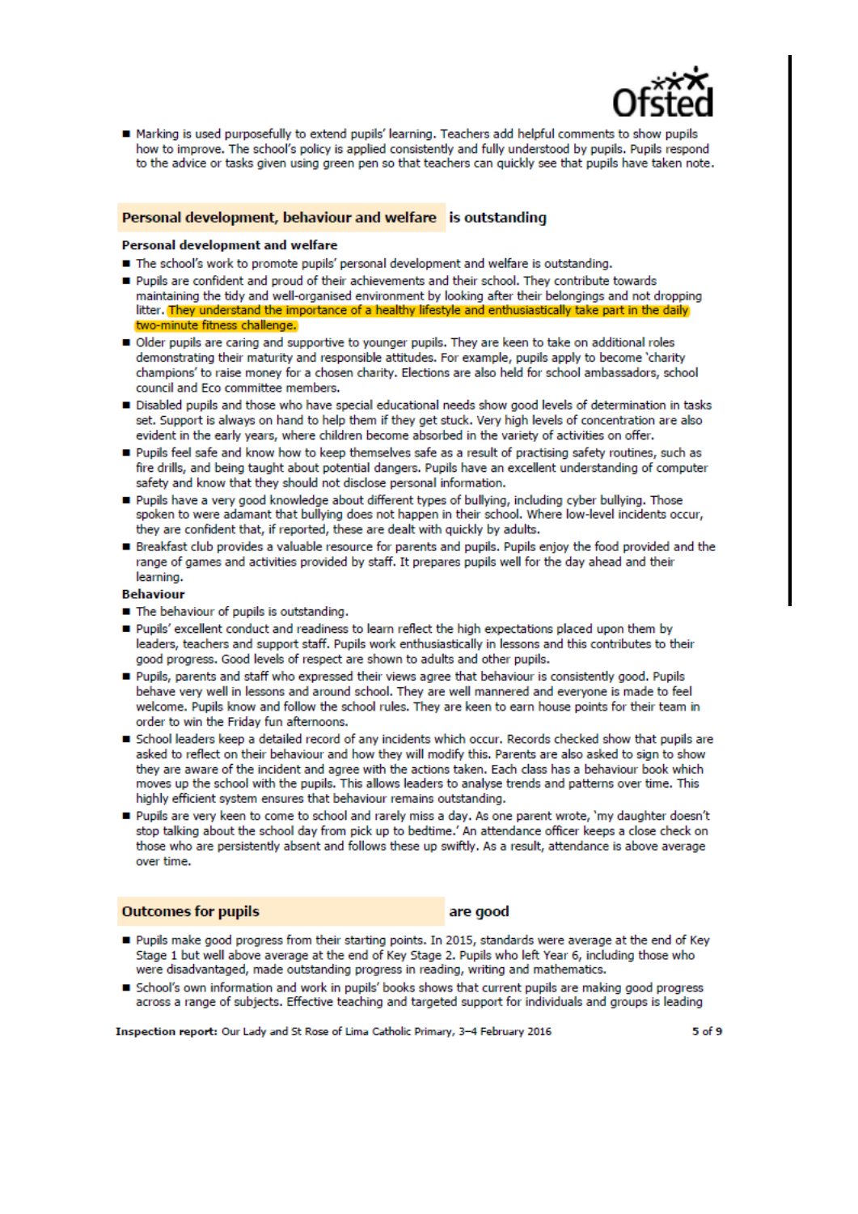- Marking is used purposefully to extend pupils' learning. Teachers add helpful comments to show pupils how to improve. The school's policy is applied consistently and fully understood by pupils. Pupils respond to the advice or tasks given using green pen so that teachers can quickly see that pupils have taken note.

## Personal development, behaviour and welfare is outstanding

### Personal development and welfare

- The school's work to promote pupils' personal development and welfare is outstanding.
- Pupils are confident and proud of their achievements and their school. They contribute towards maintaining the tidy and well-organised environment by looking after their belongings and not dropping litter. They understand the importance of a healthy lifestyle and enthusiastically take part in the daily two-minute fitness challenge.
- Older pupils are caring and supportive to younger pupils. They are keen to take on additional roles demonstrating their maturity and responsible attitudes. For example, pupils apply to become 'charity champions' to raise money for a chosen charity. Elections are also held for school ambassadors, school council and Eco committee members.
- Disabled pupils and those who have special educational needs show good levels of determination in tasks set. Support is always on hand to help them if they get stuck. Very high levels of concentration are also evident in the early years, where children become absorbed in the variety of activities on offer.
- Pupils feel safe and know how to keep themselves safe as a result of practising safety routines, such as fire drills, and being taught about potential dangers. Pupils have an excellent understanding of computer safety and know that they should not disclose personal information.
- Pupils have a very good knowledge about different types of bullying, including cyber bullying. Those spoken to were adamant that bullying does not happen in their school. Where low-level incidents occur, they are confident that, if reported, these are dealt with quickly by adults.
- Breakfast club provides a valuable resource for parents and pupils. Pupils enjoy the food provided and the range of games and activities provided by staff. It prepares pupils well for the day ahead and their learning.

### Behaviour

- The behaviour of pupils is outstanding.
- Pupils' excellent conduct and readiness to learn reflect the high expectations placed upon them by leaders, teachers and support staff. Pupils work enthusiastically in lessons and this contributes to their good progress. Good levels of respect are shown to adults and other pupils.
- Pupils, parents and staff who expressed their views agree that behaviour is consistently good. Pupils behave very well in lessons and around school. They are well mannered and everyone is made to feel welcome. Pupils know and follow the school rules. They are keen to earn house points for their team in order to win the Friday fun afternoons.
- School leaders keep a detailed record of any incidents which occur. Records checked show that pupils are asked to reflect on their behaviour and how they will modify this. Parents are also asked to sign to show they are aware of the incident and agree with the actions taken. Each class has a behaviour book which moves up the school with the pupils. This allows leaders to analyse trends and patterns over time. This highly efficient system ensures that behaviour remains outstanding.
- Pupils are very keen to come to school and rarely miss a day. As one parent wrote, 'my daughter doesn't stop talking about the school day from pick up to bedtime.' An attendance officer keeps a close check on those who are persistently absent and follows these up swiftly. As a result, attendance is above average over time.

## Outcomes for pupils are good

- Pupils make good progress from their starting points. In 2015, standards were average at the end of Key Stage 1 but well above average at the end of Key Stage 2. Pupils who left Year 6, including those who were disadvantaged, made outstanding progress in reading, writing and mathematics.
- School's own information and work in pupils' books shows that current pupils are making good progress across a range of subjects. Effective teaching and targeted support for individuals and groups is leading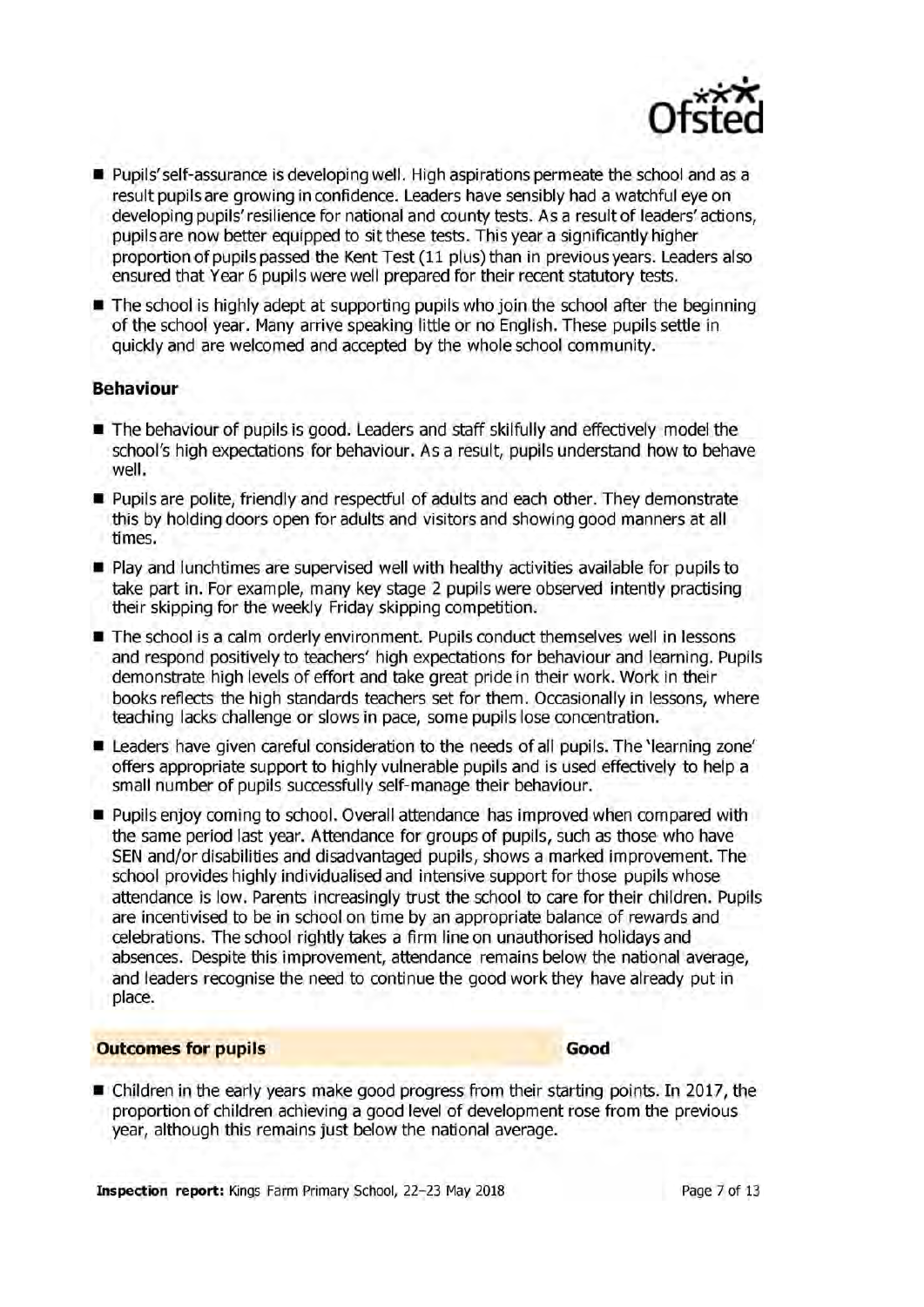- Pupils' self-assurance is developing well. High aspirations permeate the school and as a result pupils are growing in confidence. Leaders have sensibly had a watchful eye on developing pupils' resilience for national and county tests. As a result of leaders' actions, pupils are now better equipped to sit these tests. This year a significantly higher proportion of pupils passed the Kent Test (11 plus) than in previous years. Leaders also ensured that Year 6 pupils were well prepared for their recent statutory tests.
- The school is highly adept at supporting pupils who join the school after the beginning of the school year. Many arrive speaking little or no English. These pupils settle in quickly and are welcomed and accepted by the whole school community.

### Behaviour

- The behaviour of pupils is good. Leaders and staff skilfully and effectively model the school's high expectations for behaviour. As a result, pupils understand how to behave well.
- Pupils are polite, friendly and respectful of adults and each other. They demonstrate this by holding doors open for adults and visitors and showing good manners at all times.
- Play and lunchtimes are supervised well with healthy activities available for pupils to take part in. For example, many key stage 2 pupils were observed intently practising their skipping for the weekly Friday skipping competition.
- The school is a calm orderly environment. Pupils conduct themselves well in lessons and respond positively to teachers' high expectations for behaviour and learning. Pupils demonstrate high levels of effort and take great pride in their work. Work in their books reflects the high standards teachers set for them. Occasionally in lessons, where teaching lacks challenge or slows in pace, some pupils lose concentration.
- Leaders have given careful consideration to the needs of all pupils. The 'learning zone' offers appropriate support to highly vulnerable pupils and is used effectively to help a small number of pupils successfully self-manage their behaviour.
- Pupils enjoy coming to school. Overall attendance has improved when compared with the same period last year. Attendance for groups of pupils, such as those who have SEN and/or disabilities and disadvantaged pupils, shows a marked improvement. The school provides highly individualised and intensive support for those pupils whose attendance is low. Parents increasingly trust the school to care for their children. Pupils are incentivised to be in school on time by an appropriate balance of rewards and celebrations. The school rightly takes a firm line on unauthorised holidays and absences. Despite this improvement, attendance remains below the national average, and leaders recognise the need to continue the good work they have already put in place.

## Outcomes for pupils — Good

- Children in the early years make good progress from their starting points. In 2017, the proportion of children achieving a good level of development rose from the previous year, although this remains just below the national average.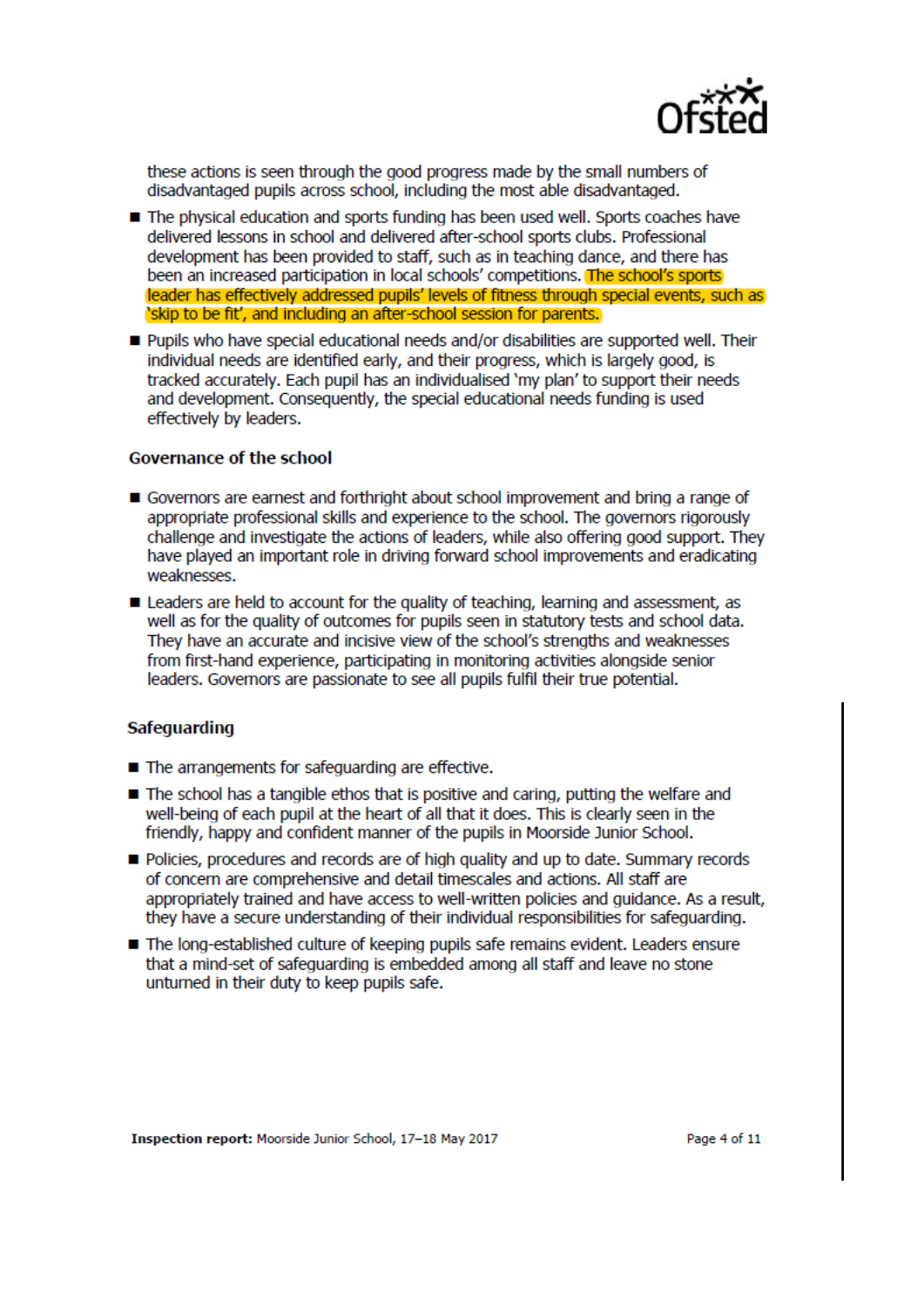these actions is seen through the good progress made by the small numbers of disadvantaged pupils across school, including the most able disadvantaged.

- The physical education and sports funding has been used well. Sports coaches have delivered lessons in school and delivered after-school sports clubs. Professional development has been provided to staff, such as in teaching dance, and there has been an increased participation in local schools' competitions. The school's sports leader has effectively addressed pupils' levels of fitness through special events, such as 'skip to be fit', and including an after-school session for parents.
- Pupils who have special educational needs and/or disabilities are supported well. Their individual needs are identified early, and their progress, which is largely good, is tracked accurately. Each pupil has an individualised 'my plan' to support their needs and development. Consequently, the special educational needs funding is used effectively by leaders.

### Governance of the school

- Governors are earnest and forthright about school improvement and bring a range of appropriate professional skills and experience to the school. The governors rigorously challenge and investigate the actions of leaders, while also offering good support. They have played an important role in driving forward school improvements and eradicating weaknesses.
- Leaders are held to account for the quality of teaching, learning and assessment, as well as for the quality of outcomes for pupils seen in statutory tests and school data. They have an accurate and incisive view of the school's strengths and weaknesses from first-hand experience, participating in monitoring activities alongside senior leaders. Governors are passionate to see all pupils fulfil their true potential.

### Safeguarding

- The arrangements for safeguarding are effective.
- The school has a tangible ethos that is positive and caring, putting the welfare and well-being of each pupil at the heart of all that it does. This is clearly seen in the friendly, happy and confident manner of the pupils in Moorside Junior School.
- Policies, procedures and records are of high quality and up to date. Summary records of concern are comprehensive and detail timescales and actions. All staff are appropriately trained and have access to well-written policies and guidance. As a result, they have a secure understanding of their individual responsibilities for safeguarding.
- The long-established culture of keeping pupils safe remains evident. Leaders ensure that a mind-set of safeguarding is embedded among all staff and leave no stone unturned in their duty to keep pupils safe.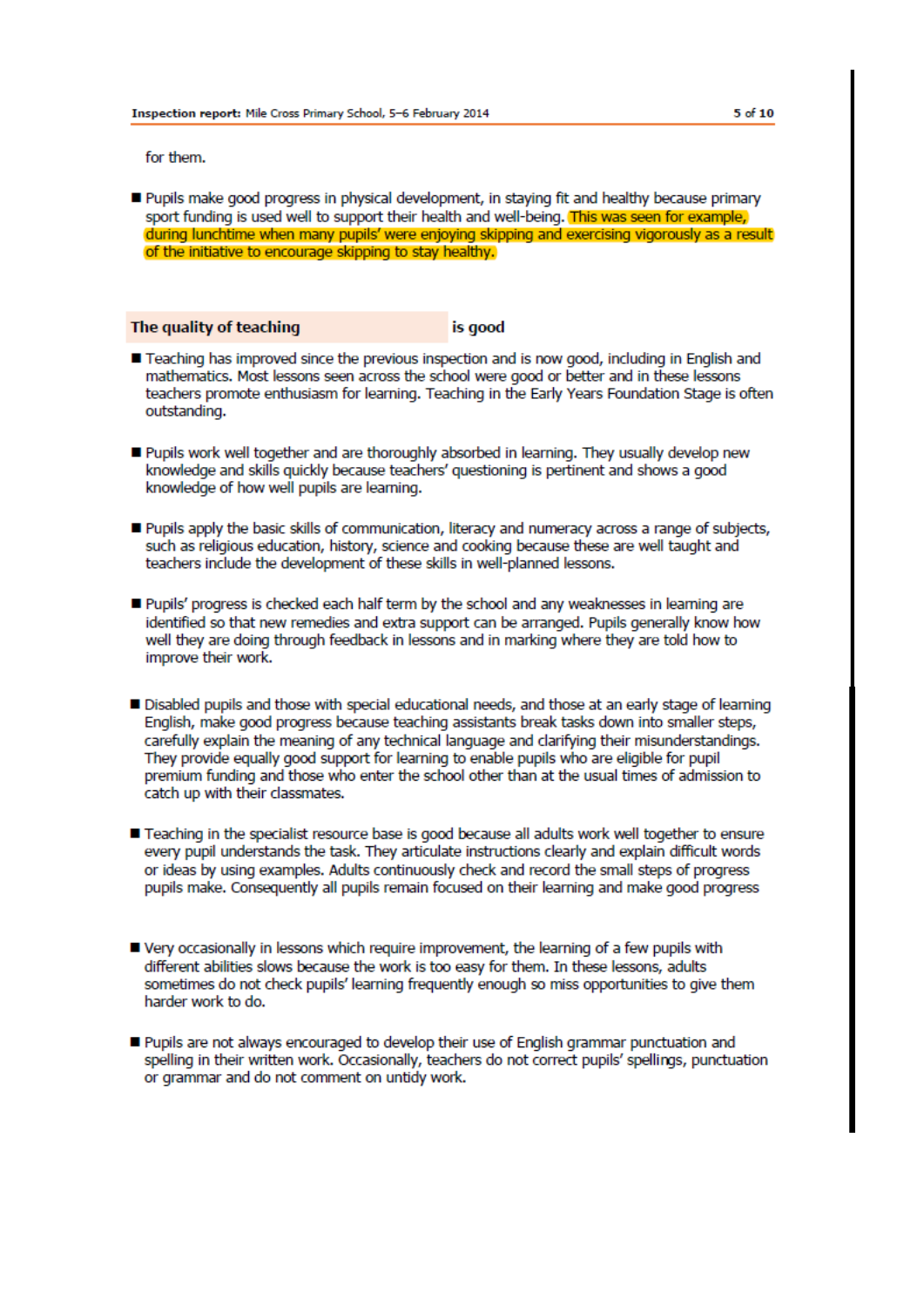for them.

- Pupils make good progress in physical development, in staying fit and healthy because primary sport funding is used well to support their health and well-being. This was seen for example, during lunchtime when many pupils' were enjoying skipping and exercising vigorously as a result of the initiative to encourage skipping to stay healthy.

## The quality of teaching is good

- Teaching has improved since the previous inspection and is now good, including in English and mathematics. Most lessons seen across the school were good or better and in these lessons teachers promote enthusiasm for learning. Teaching in the Early Years Foundation Stage is often outstanding.

- Pupils work well together and are thoroughly absorbed in learning. They usually develop new knowledge and skills quickly because teachers' questioning is pertinent and shows a good knowledge of how well pupils are learning.

- Pupils apply the basic skills of communication, literacy and numeracy across a range of subjects, such as religious education, history, science and cooking because these are well taught and teachers include the development of these skills in well-planned lessons.

- Pupils' progress is checked each half term by the school and any weaknesses in learning are identified so that new remedies and extra support can be arranged. Pupils generally know how well they are doing through feedback in lessons and in marking where they are told how to improve their work.

- Disabled pupils and those with special educational needs, and those at an early stage of learning English, make good progress because teaching assistants break tasks down into smaller steps, carefully explain the meaning of any technical language and clarifying their misunderstandings. They provide equally good support for learning to enable pupils who are eligible for pupil premium funding and those who enter the school other than at the usual times of admission to catch up with their classmates.

- Teaching in the specialist resource base is good because all adults work well together to ensure every pupil understands the task. They articulate instructions clearly and explain difficult words or ideas by using examples. Adults continuously check and record the small steps of progress pupils make. Consequently all pupils remain focused on their learning and make good progress

- Very occasionally in lessons which require improvement, the learning of a few pupils with different abilities slows because the work is too easy for them. In these lessons, adults sometimes do not check pupils' learning frequently enough so miss opportunities to give them harder work to do.

- Pupils are not always encouraged to develop their use of English grammar punctuation and spelling in their written work. Occasionally, teachers do not correct pupils' spellings, punctuation or grammar and do not comment on untidy work.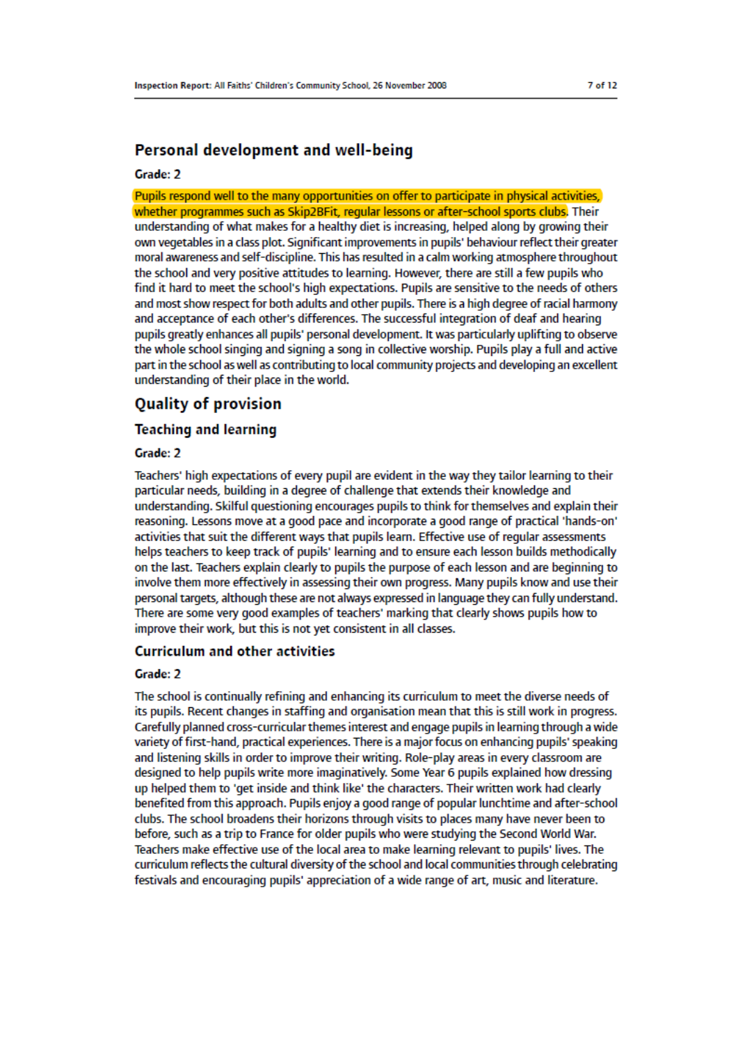## Personal development and well-being

**Grade: 2**

Pupils respond well to the many opportunities on offer to participate in physical activities, whether programmes such as Skip2BFit, regular lessons or after-school sports clubs. Their understanding of what makes for a healthy diet is increasing, helped along by growing their own vegetables in a class plot. Significant improvements in pupils' behaviour reflect their greater moral awareness and self-discipline. This has resulted in a calm working atmosphere throughout the school and very positive attitudes to learning. However, there are still a few pupils who find it hard to meet the school's high expectations. Pupils are sensitive to the needs of others and most show respect for both adults and other pupils. There is a high degree of racial harmony and acceptance of each other's differences. The successful integration of deaf and hearing pupils greatly enhances all pupils' personal development. It was particularly uplifting to observe the whole school singing and signing a song in collective worship. Pupils play a full and active part in the school as well as contributing to local community projects and developing an excellent understanding of their place in the world.

## Quality of provision

### Teaching and learning

**Grade: 2**

Teachers' high expectations of every pupil are evident in the way they tailor learning to their particular needs, building in a degree of challenge that extends their knowledge and understanding. Skilful questioning encourages pupils to think for themselves and explain their reasoning. Lessons move at a good pace and incorporate a good range of practical 'hands-on' activities that suit the different ways that pupils learn. Effective use of regular assessments helps teachers to keep track of pupils' learning and to ensure each lesson builds methodically on the last. Teachers explain clearly to pupils the purpose of each lesson and are beginning to involve them more effectively in assessing their own progress. Many pupils know and use their personal targets, although these are not always expressed in language they can fully understand. There are some very good examples of teachers' marking that clearly shows pupils how to improve their work, but this is not yet consistent in all classes.

### Curriculum and other activities

**Grade: 2**

The school is continually refining and enhancing its curriculum to meet the diverse needs of its pupils. Recent changes in staffing and organisation mean that this is still work in progress. Carefully planned cross-curricular themes interest and engage pupils in learning through a wide variety of first-hand, practical experiences. There is a major focus on enhancing pupils' speaking and listening skills in order to improve their writing. Role-play areas in every classroom are designed to help pupils write more imaginatively. Some Year 6 pupils explained how dressing up helped them to 'get inside and think like' the characters. Their written work had clearly benefited from this approach. Pupils enjoy a good range of popular lunchtime and after-school clubs. The school broadens their horizons through visits to places many have never been to before, such as a trip to France for older pupils who were studying the Second World War. Teachers make effective use of the local area to make learning relevant to pupils' lives. The curriculum reflects the cultural diversity of the school and local communities through celebrating festivals and encouraging pupils' appreciation of a wide range of art, music and literature.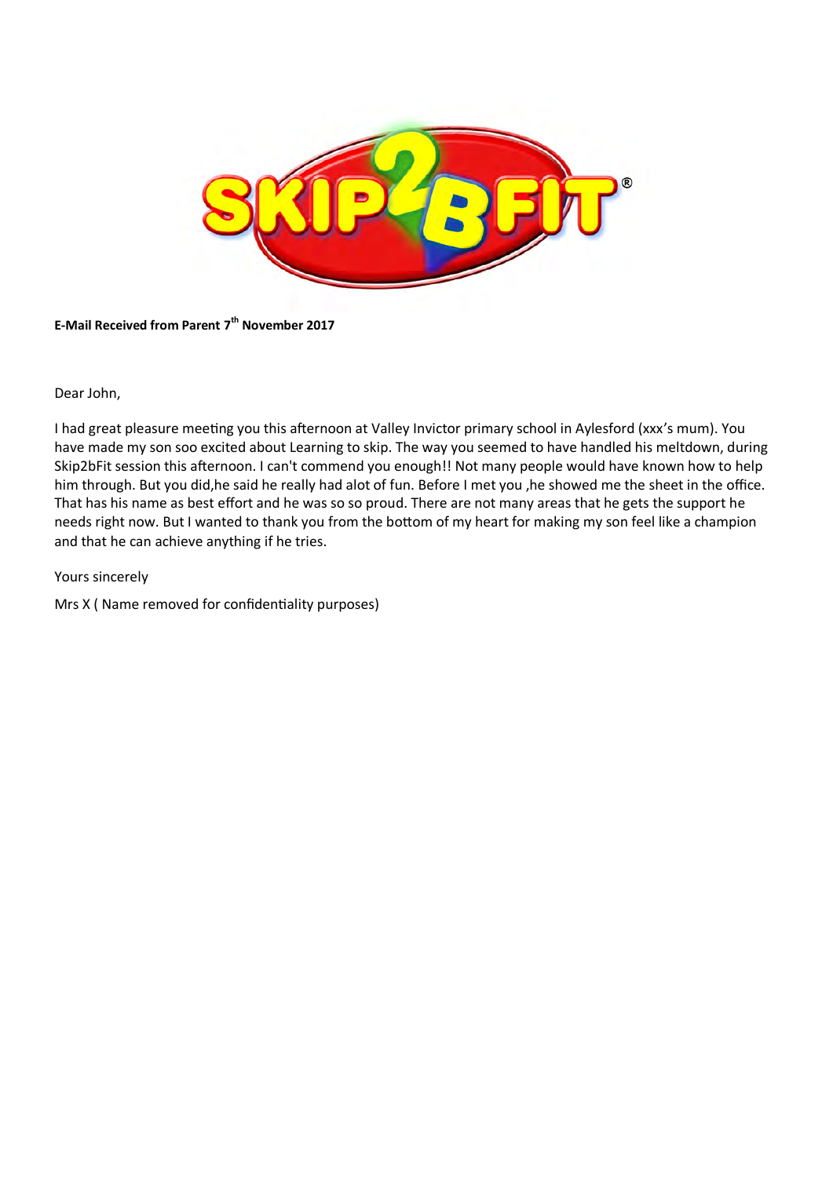**E-Mail Received from Parent 7th November 2017**

Dear John,

I had great pleasure meeting you this afternoon at Valley Invictor primary school in Aylesford (xxx's mum). You have made my son soo excited about Learning to skip. The way you seemed to have handled his meltdown, during Skip2bFit session this afternoon. I can't commend you enough!! Not many people would have known how to help him through. But you did,he said he really had alot of fun. Before I met you ,he showed me the sheet in the office. That has his name as best effort and he was so so proud. There are not many areas that he gets the support he needs right now. But I wanted to thank you from the bottom of my heart for making my son feel like a champion and that he can achieve anything if he tries.

Yours sincerely

Mrs X ( Name removed for confidentiality purposes)